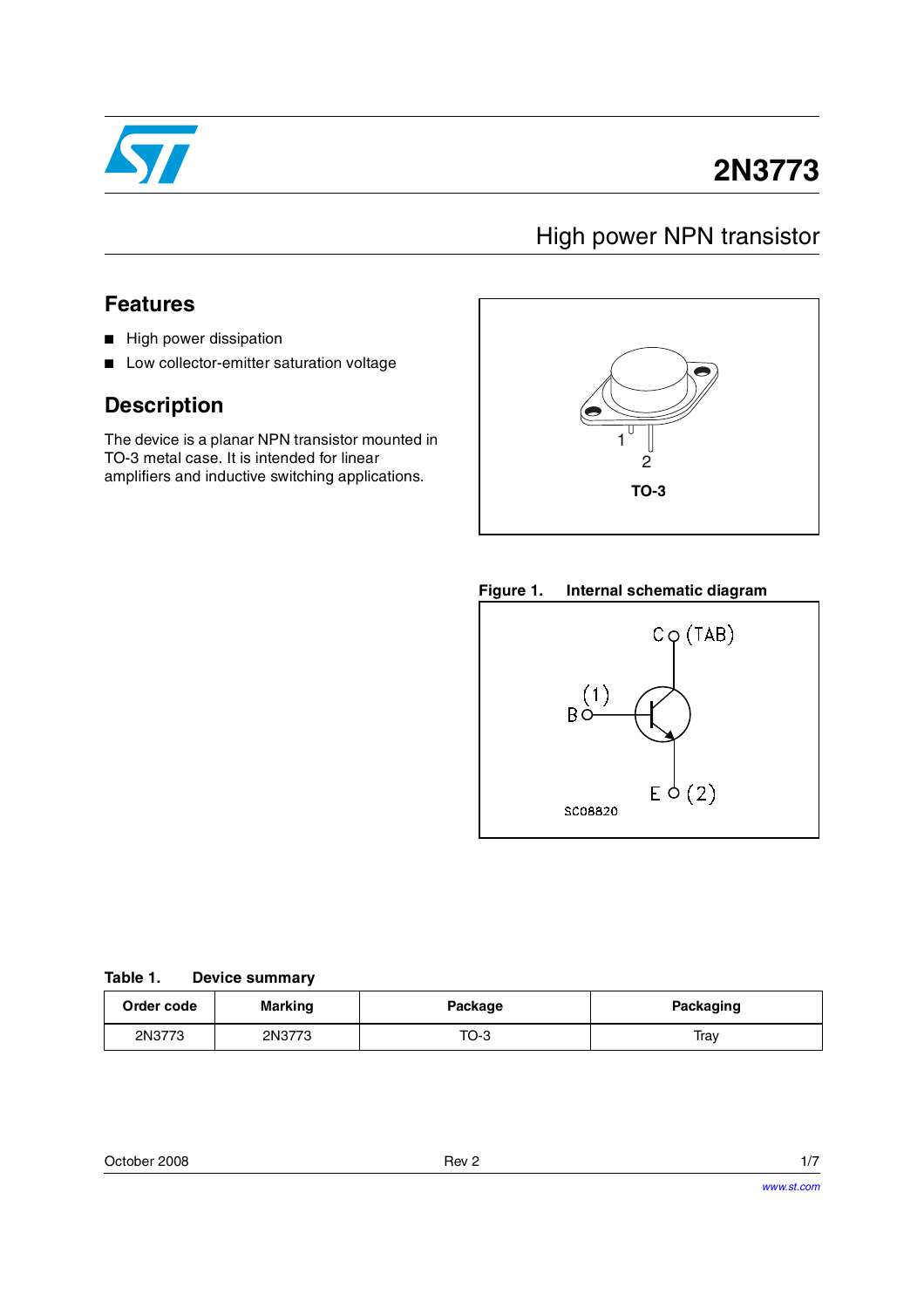# 2N3773

## High power NPN transistor

## Features

- High power dissipation
- Low collector-emitter saturation voltage

## Description

The device is a planar NPN transistor mounted in TO-3 metal case. It is intended for linear amplifiers and inductive switching applications.

TO-3

**Figure 1. Internal schematic diagram**

**Table 1. Device summary**

| Order code | Marking | Package | Packaging |
|---|---|---|---|
| 2N3773 | 2N3773 | TO-3 | Tray |

October 2008 Rev 2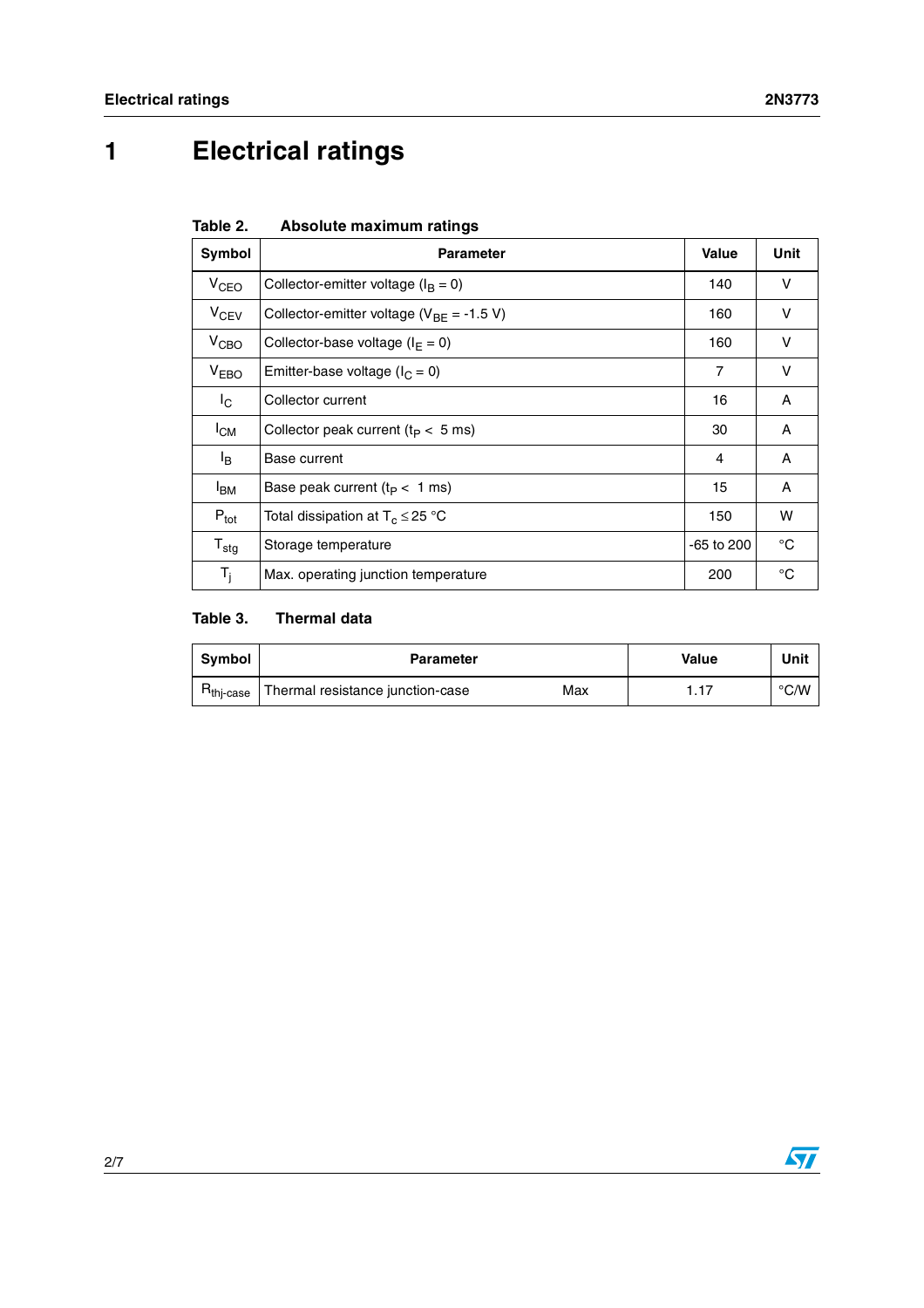# 1 Electrical ratings

**Table 2. Absolute maximum ratings**

| Symbol | Parameter | Value | Unit |
|---|---|---|---|
| $V_{CEO}$ | Collector-emitter voltage ($I_B = 0$) | 140 | V |
| $V_{CEV}$ | Collector-emitter voltage ($V_{BE} = -1.5$ V) | 160 | V |
| $V_{CBO}$ | Collector-base voltage ($I_E = 0$) | 160 | V |
| $V_{EBO}$ | Emitter-base voltage ($I_C = 0$) | 7 | V |
| $I_C$ | Collector current | 16 | A |
| $I_{CM}$ | Collector peak current ($t_P <$ 5 ms) | 30 | A |
| $I_B$ | Base current | 4 | A |
| $I_{BM}$ | Base peak current ($t_P <$ 1 ms) | 15 | A |
| $P_{tot}$ | Total dissipation at $T_c \leq 25$ °C | 150 | W |
| $T_{stg}$ | Storage temperature | -65 to 200 | °C |
| $T_j$ | Max. operating junction temperature | 200 | °C |

**Table 3. Thermal data**

| Symbol | Parameter | | Value | Unit |
|---|---|---|---|---|
| $R_{thj\text{-}case}$ | Thermal resistance junction-case | Max | 1.17 | °C/W |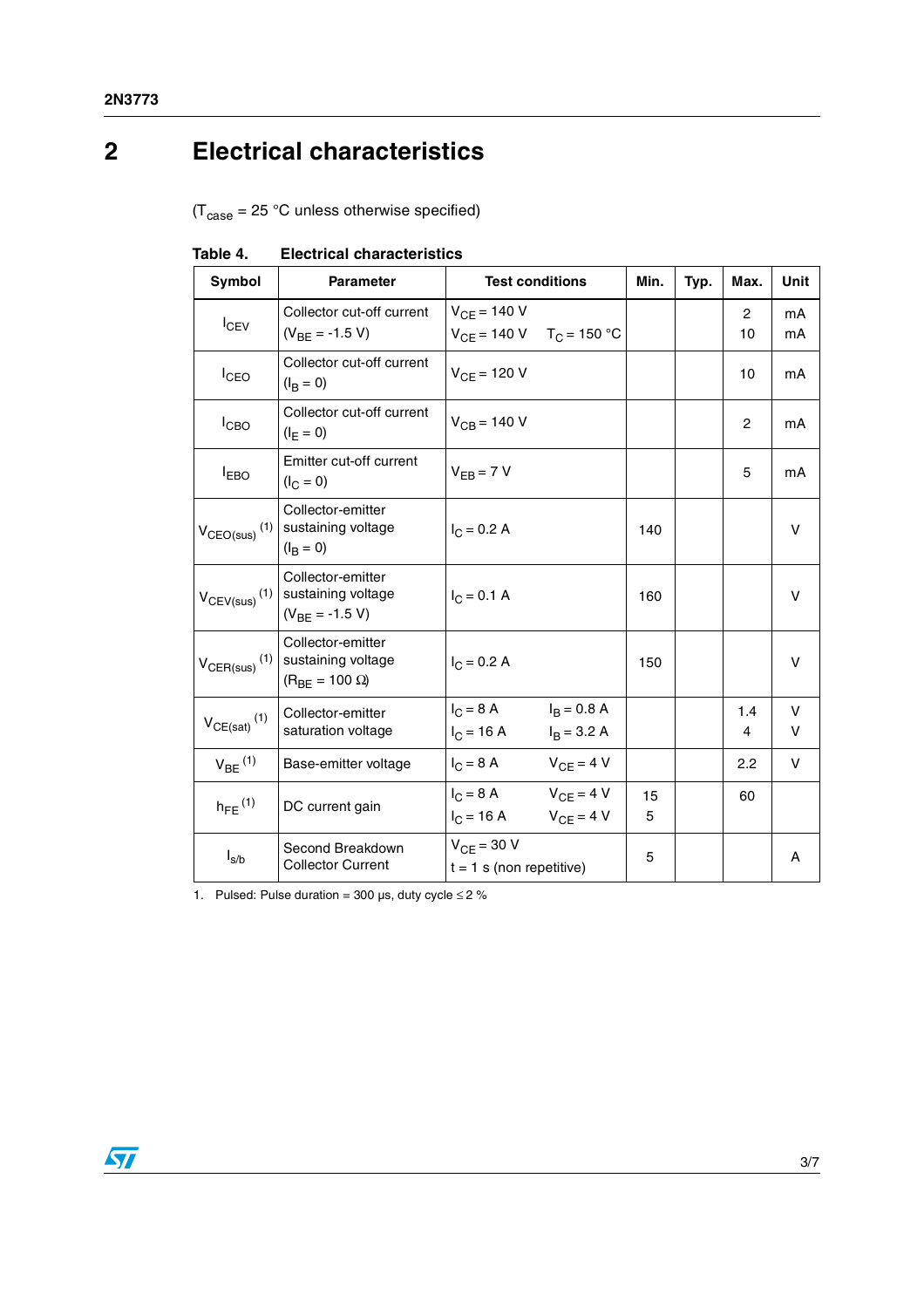## 2 Electrical characteristics

($T_{case}$ = 25 °C unless otherwise specified)

**Table 4. Electrical characteristics**

| Symbol | Parameter | Test conditions | Min. | Typ. | Max. | Unit |
|---|---|---|---|---|---|---|
| $I_{CEV}$ | Collector cut-off current ($V_{BE}$ = -1.5 V) | $V_{CE}$ = 140 V<br>$V_{CE}$ = 140 V $T_C$ = 150 °C | | | 2<br>10 | mA<br>mA |
| $I_{CEO}$ | Collector cut-off current ($I_B$ = 0) | $V_{CE}$ = 120 V | | | 10 | mA |
| $I_{CBO}$ | Collector cut-off current ($I_E$ = 0) | $V_{CB}$ = 140 V | | | 2 | mA |
| $I_{EBO}$ | Emitter cut-off current ($I_C$ = 0) | $V_{EB}$ = 7 V | | | 5 | mA |
| $V_{CEO(sus)}$ (1) | Collector-emitter sustaining voltage ($I_B$ = 0) | $I_C$ = 0.2 A | 140 | | | V |
| $V_{CEV(sus)}$ (1) | Collector-emitter sustaining voltage ($V_{BE}$ = -1.5 V) | $I_C$ = 0.1 A | 160 | | | V |
| $V_{CER(sus)}$ (1) | Collector-emitter sustaining voltage ($R_{BE}$ = 100 Ω) | $I_C$ = 0.2 A | 150 | | | V |
| $V_{CE(sat)}$ (1) | Collector-emitter saturation voltage | $I_C$ = 8 A $I_B$ = 0.8 A<br>$I_C$ = 16 A $I_B$ = 3.2 A | | | 1.4<br>4 | V<br>V |
| $V_{BE}$ (1) | Base-emitter voltage | $I_C$ = 8 A $V_{CE}$ = 4 V | | | 2.2 | V |
| $h_{FE}$ (1) | DC current gain | $I_C$ = 8 A $V_{CE}$ = 4 V<br>$I_C$ = 16 A $V_{CE}$ = 4 V | 15<br>5 | | 60 | |
| $I_{s/b}$ | Second Breakdown Collector Current | $V_{CE}$ = 30 V<br>t = 1 s (non repetitive) | 5 | | | A |

1. Pulsed: Pulse duration = 300 µs, duty cycle ≤ 2 %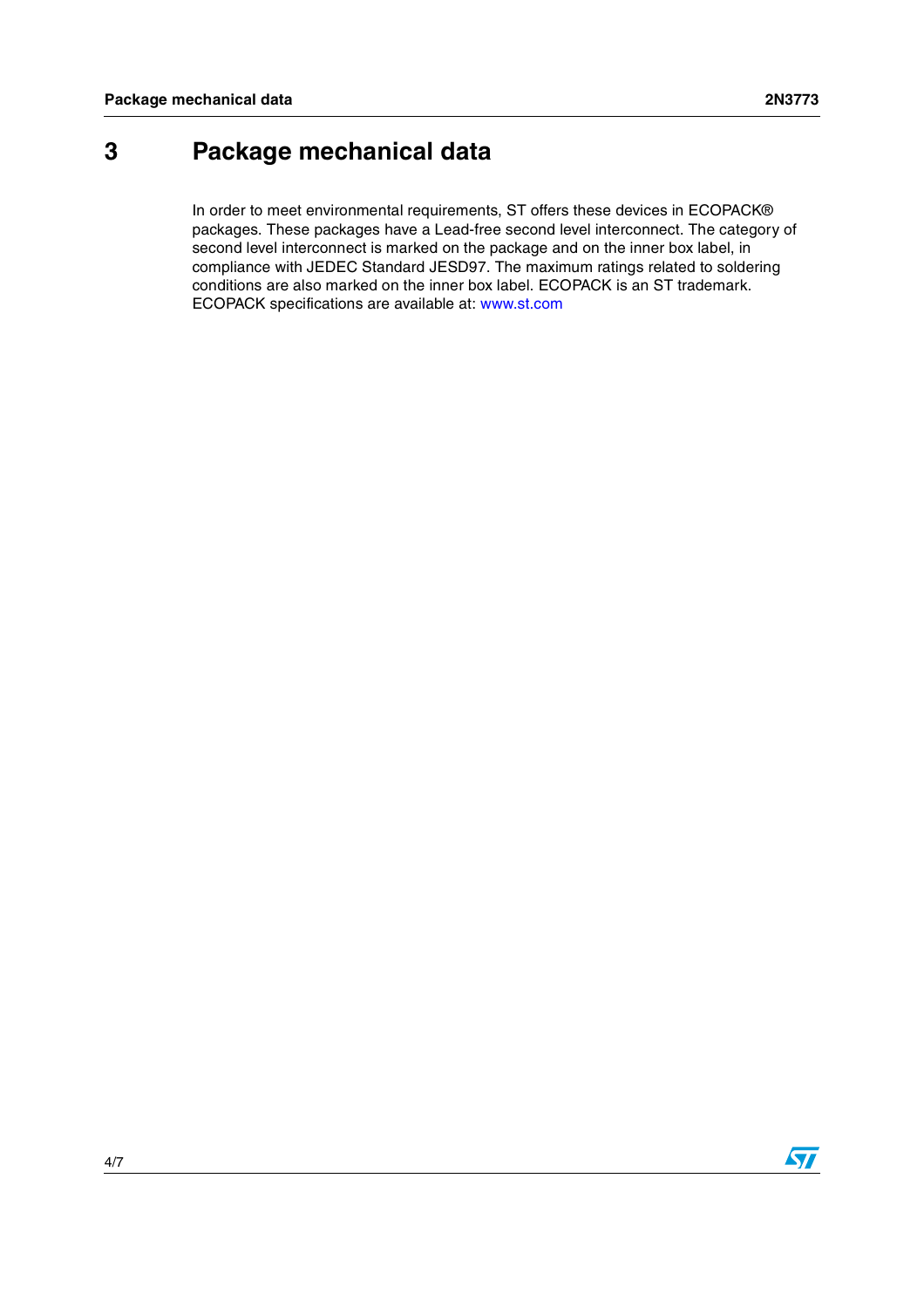# 3 Package mechanical data

In order to meet environmental requirements, ST offers these devices in ECOPACK® packages. These packages have a Lead-free second level interconnect. The category of second level interconnect is marked on the package and on the inner box label, in compliance with JEDEC Standard JESD97. The maximum ratings related to soldering conditions are also marked on the inner box label. ECOPACK is an ST trademark. ECOPACK specifications are available at: www.st.com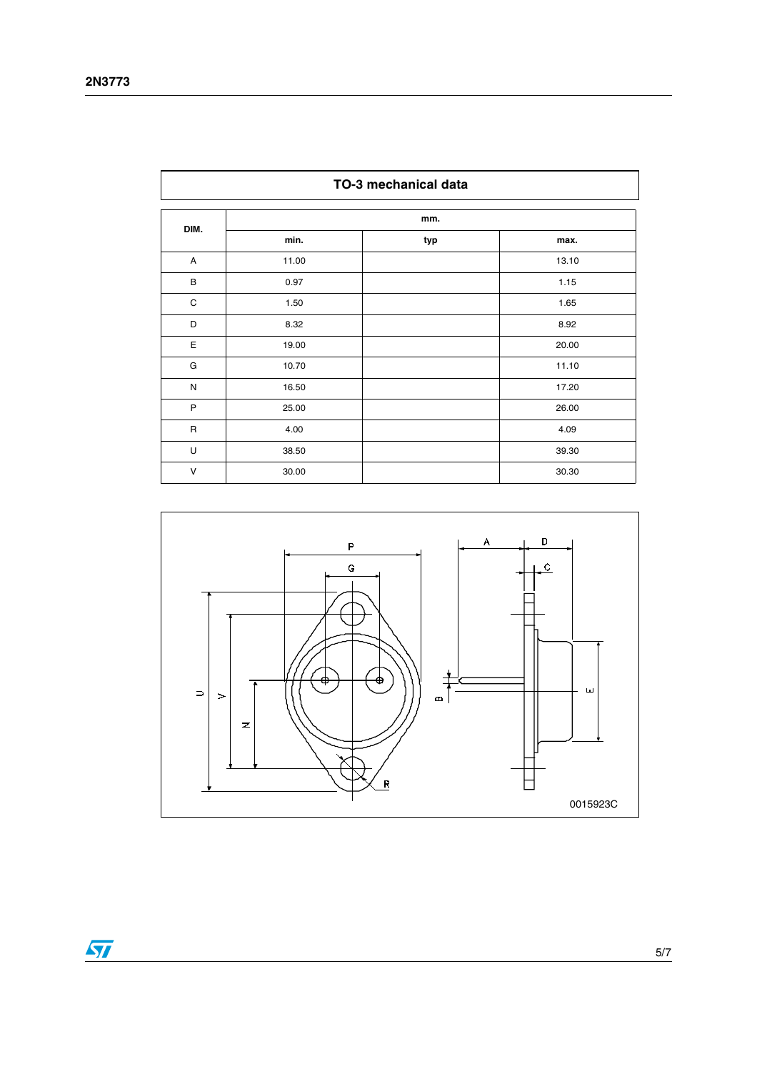## TO-3 mechanical data

| DIM. | mm. | | |
|---|---|---|---|
| | min. | typ | max. |
| A | 11.00 | | 13.10 |
| B | 0.97 | | 1.15 |
| C | 1.50 | | 1.65 |
| D | 8.32 | | 8.92 |
| E | 19.00 | | 20.00 |
| G | 10.70 | | 11.10 |
| N | 16.50 | | 17.20 |
| P | 25.00 | | 26.00 |
| R | 4.00 | | 4.09 |
| U | 38.50 | | 39.30 |
| V | 30.00 | | 30.30 |

0015923C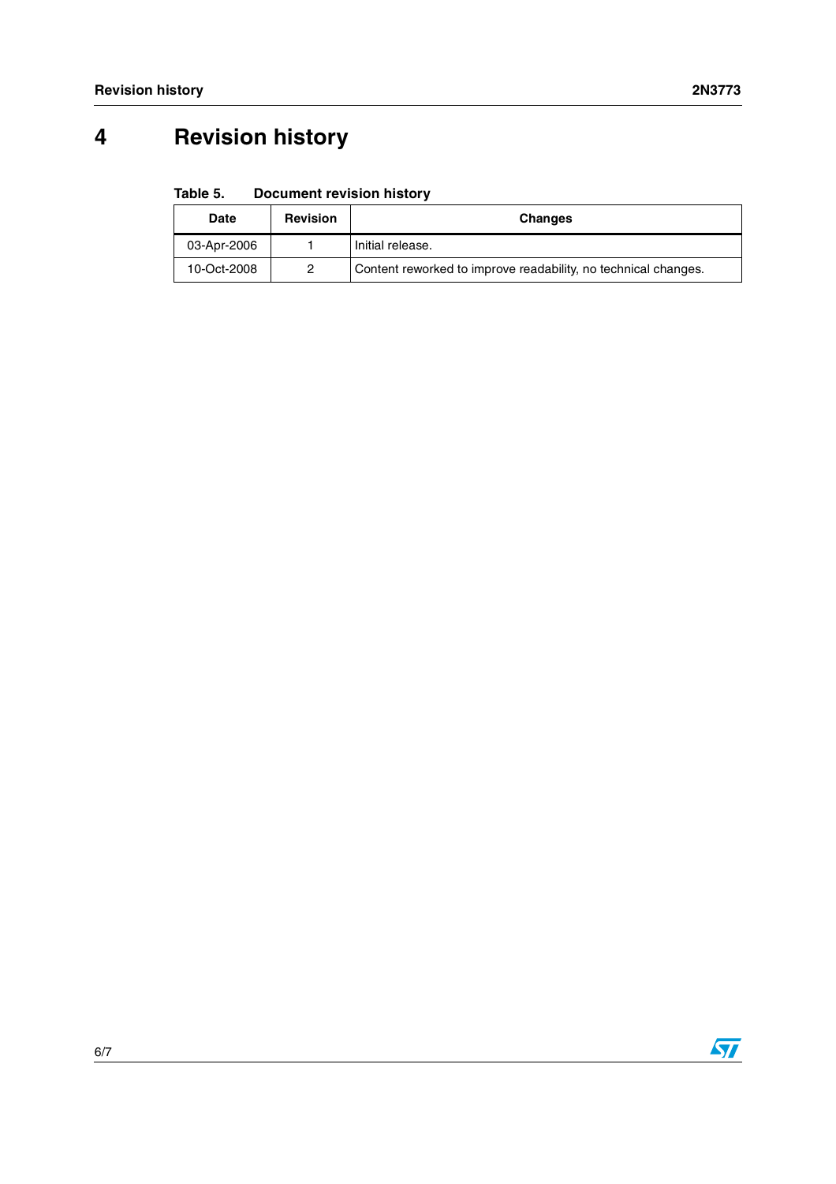# 4 Revision history

**Table 5. Document revision history**

| Date | Revision | Changes |
|---|---|---|
| 03-Apr-2006 | 1 | Initial release. |
| 10-Oct-2008 | 2 | Content reworked to improve readability, no technical changes. |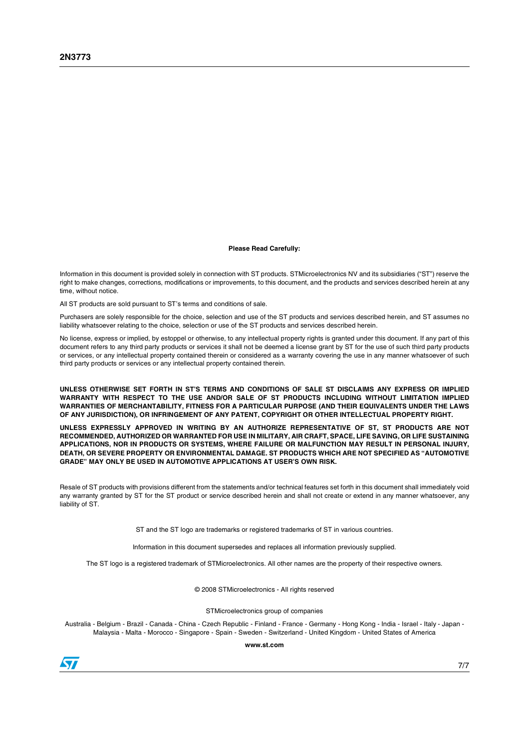**Please Read Carefully:**

Information in this document is provided solely in connection with ST products. STMicroelectronics NV and its subsidiaries (“ST”) reserve the right to make changes, corrections, modifications or improvements, to this document, and the products and services described herein at any time, without notice.

All ST products are sold pursuant to ST’s terms and conditions of sale.

Purchasers are solely responsible for the choice, selection and use of the ST products and services described herein, and ST assumes no liability whatsoever relating to the choice, selection or use of the ST products and services described herein.

No license, express or implied, by estoppel or otherwise, to any intellectual property rights is granted under this document. If any part of this document refers to any third party products or services it shall not be deemed a license grant by ST for the use of such third party products or services, or any intellectual property contained therein or considered as a warranty covering the use in any manner whatsoever of such third party products or services or any intellectual property contained therein.

**UNLESS OTHERWISE SET FORTH IN ST’S TERMS AND CONDITIONS OF SALE ST DISCLAIMS ANY EXPRESS OR IMPLIED WARRANTY WITH RESPECT TO THE USE AND/OR SALE OF ST PRODUCTS INCLUDING WITHOUT LIMITATION IMPLIED WARRANTIES OF MERCHANTABILITY, FITNESS FOR A PARTICULAR PURPOSE (AND THEIR EQUIVALENTS UNDER THE LAWS OF ANY JURISDICTION), OR INFRINGEMENT OF ANY PATENT, COPYRIGHT OR OTHER INTELLECTUAL PROPERTY RIGHT.**

**UNLESS EXPRESSLY APPROVED IN WRITING BY AN AUTHORIZE REPRESENTATIVE OF ST, ST PRODUCTS ARE NOT RECOMMENDED, AUTHORIZED OR WARRANTED FOR USE IN MILITARY, AIR CRAFT, SPACE, LIFE SAVING, OR LIFE SUSTAINING APPLICATIONS, NOR IN PRODUCTS OR SYSTEMS, WHERE FAILURE OR MALFUNCTION MAY RESULT IN PERSONAL INJURY, DEATH, OR SEVERE PROPERTY OR ENVIRONMENTAL DAMAGE. ST PRODUCTS WHICH ARE NOT SPECIFIED AS "AUTOMOTIVE GRADE" MAY ONLY BE USED IN AUTOMOTIVE APPLICATIONS AT USER’S OWN RISK.**

Resale of ST products with provisions different from the statements and/or technical features set forth in this document shall immediately void any warranty granted by ST for the ST product or service described herein and shall not create or extend in any manner whatsoever, any liability of ST.

ST and the ST logo are trademarks or registered trademarks of ST in various countries.

Information in this document supersedes and replaces all information previously supplied.

The ST logo is a registered trademark of STMicroelectronics. All other names are the property of their respective owners.

© 2008 STMicroelectronics - All rights reserved

STMicroelectronics group of companies

Australia - Belgium - Brazil - Canada - China - Czech Republic - Finland - France - Germany - Hong Kong - India - Israel - Italy - Japan - Malaysia - Malta - Morocco - Singapore - Spain - Sweden - Switzerland - United Kingdom - United States of America

**www.st.com**